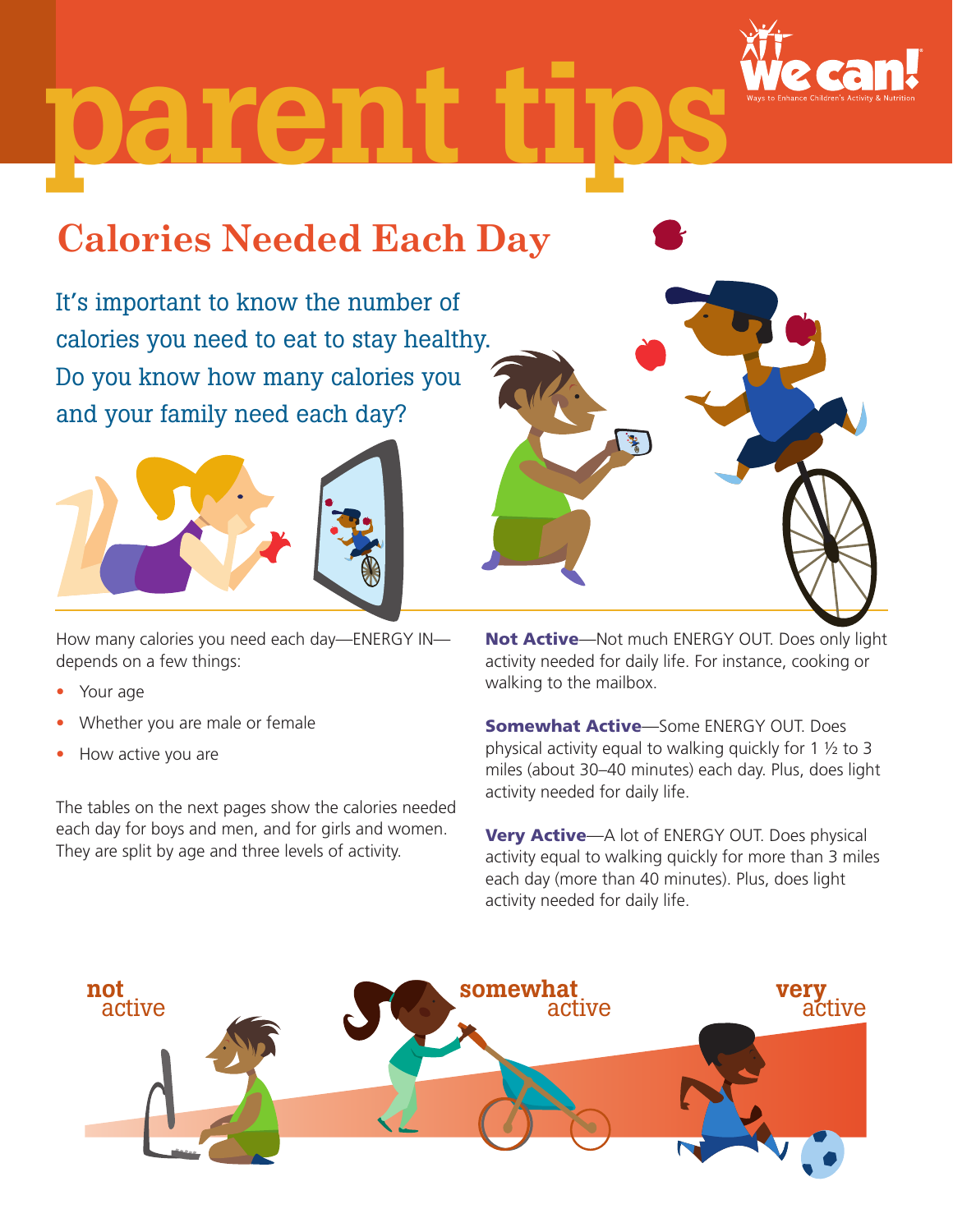# parent tips

We Can! Ways to Enhance Children's Activity & Nutrition

## Calories Needed Each Day

It's important to know the number of calories you need to eat to stay healthy. Do you know how many calories you and your family need each day?

How many calories you need each day—ENERGY IN—depends on a few things:

- Your age
- Whether you are male or female
- How active you are

The tables on the next pages show the calories needed each day for boys and men, and for girls and women. They are split by age and three levels of activity.

**Not Active**—Not much ENERGY OUT. Does only light activity needed for daily life. For instance, cooking or walking to the mailbox.

**Somewhat Active**—Some ENERGY OUT. Does physical activity equal to walking quickly for 1 ½ to 3 miles (about 30–40 minutes) each day. Plus, does light activity needed for daily life.

**Very Active**—A lot of ENERGY OUT. Does physical activity equal to walking quickly for more than 3 miles each day (more than 40 minutes). Plus, does light activity needed for daily life.

not active | somewhat active | very active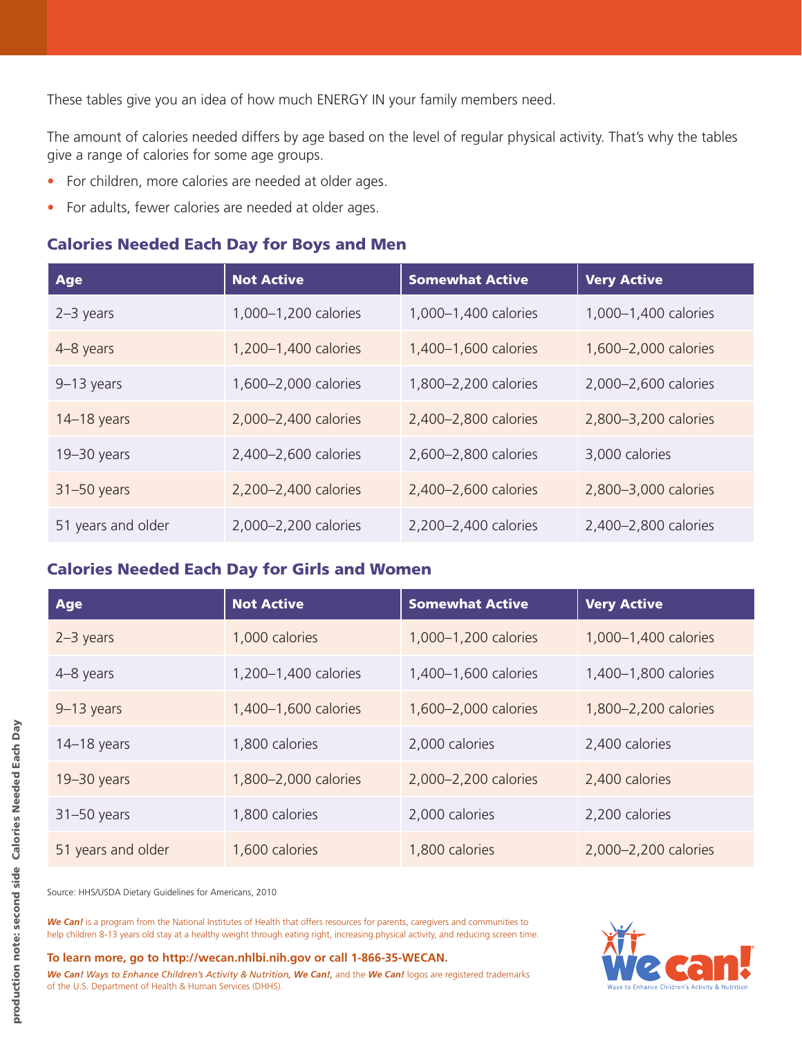These tables give you an idea of how much ENERGY IN your family members need.

The amount of calories needed differs by age based on the level of regular physical activity. That's why the tables give a range of calories for some age groups.

- For children, more calories are needed at older ages.
- For adults, fewer calories are needed at older ages.

### Calories Needed Each Day for Boys and Men

| Age | Not Active | Somewhat Active | Very Active |
|---|---|---|---|
| 2–3 years | 1,000–1,200 calories | 1,000–1,400 calories | 1,000–1,400 calories |
| 4–8 years | 1,200–1,400 calories | 1,400–1,600 calories | 1,600–2,000 calories |
| 9–13 years | 1,600–2,000 calories | 1,800–2,200 calories | 2,000–2,600 calories |
| 14–18 years | 2,000–2,400 calories | 2,400–2,800 calories | 2,800–3,200 calories |
| 19–30 years | 2,400–2,600 calories | 2,600–2,800 calories | 3,000 calories |
| 31–50 years | 2,200–2,400 calories | 2,400–2,600 calories | 2,800–3,000 calories |
| 51 years and older | 2,000–2,200 calories | 2,200–2,400 calories | 2,400–2,800 calories |

### Calories Needed Each Day for Girls and Women

| Age | Not Active | Somewhat Active | Very Active |
|---|---|---|---|
| 2–3 years | 1,000 calories | 1,000–1,200 calories | 1,000–1,400 calories |
| 4–8 years | 1,200–1,400 calories | 1,400–1,600 calories | 1,400–1,800 calories |
| 9–13 years | 1,400–1,600 calories | 1,600–2,000 calories | 1,800–2,200 calories |
| 14–18 years | 1,800 calories | 2,000 calories | 2,400 calories |
| 19–30 years | 1,800–2,000 calories | 2,000–2,200 calories | 2,400 calories |
| 31–50 years | 1,800 calories | 2,000 calories | 2,200 calories |
| 51 years and older | 1,600 calories | 1,800 calories | 2,000–2,200 calories |

Source: HHS/USDA Dietary Guidelines for Americans, 2010

***We Can!*** is a program from the National Institutes of Health that offers resources for parents, caregivers and communities to help children 8-13 years old stay at a healthy weight through eating right, increasing physical activity, and reducing screen time.

**To learn more, go to http://wecan.nhlbi.nih.gov or call 1-866-35-WECAN.**

***We Can! Ways to Enhance Children's Activity & Nutrition, We Can!,*** and the ***We Can!*** logos are registered trademarks of the U.S. Department of Health & Human Services (DHHS).

production note: second side Calories Needed Each Day